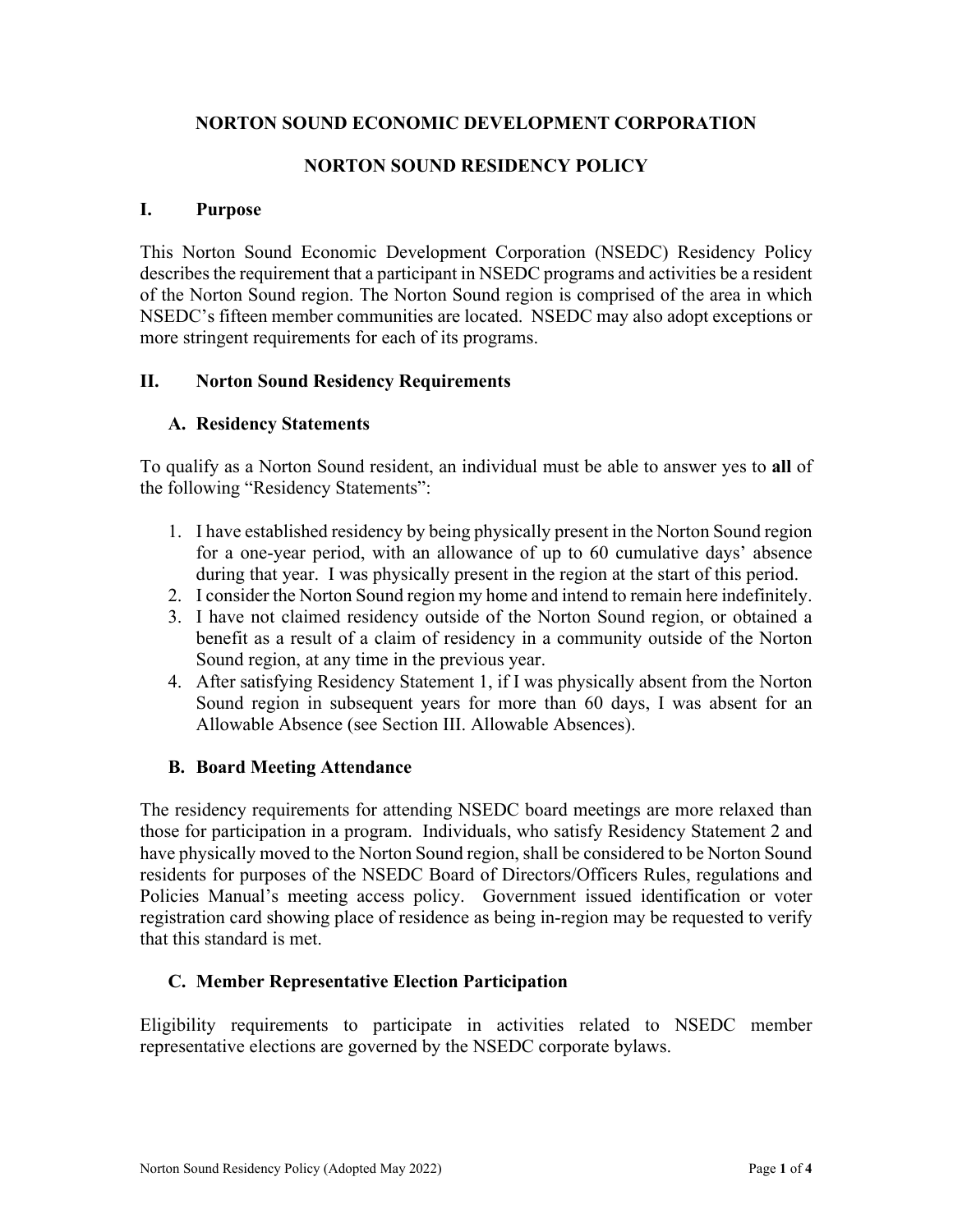# NORTON SOUND ECONOMIC DEVELOPMENT CORPORATION

## NORTON SOUND RESIDENCY POLICY

### I. Purpose

This Norton Sound Economic Development Corporation (NSEDC) Residency Policy describes the requirement that a participant in NSEDC programs and activities be a resident of the Norton Sound region. The Norton Sound region is comprised of the area in which NSEDC's fifteen member communities are located. NSEDC may also adopt exceptions or more stringent requirements for each of its programs.

### II. Norton Sound Residency Requirements

#### A. Residency Statements

To qualify as a Norton Sound resident, an individual must be able to answer yes to **all** of the following "Residency Statements":

1. I have established residency by being physically present in the Norton Sound region for a one-year period, with an allowance of up to 60 cumulative days' absence during that year. I was physically present in the region at the start of this period.
2. I consider the Norton Sound region my home and intend to remain here indefinitely.
3. I have not claimed residency outside of the Norton Sound region, or obtained a benefit as a result of a claim of residency in a community outside of the Norton Sound region, at any time in the previous year.
4. After satisfying Residency Statement 1, if I was physically absent from the Norton Sound region in subsequent years for more than 60 days, I was absent for an Allowable Absence (see Section III. Allowable Absences).

#### B. Board Meeting Attendance

The residency requirements for attending NSEDC board meetings are more relaxed than those for participation in a program. Individuals, who satisfy Residency Statement 2 and have physically moved to the Norton Sound region, shall be considered to be Norton Sound residents for purposes of the NSEDC Board of Directors/Officers Rules, regulations and Policies Manual's meeting access policy. Government issued identification or voter registration card showing place of residence as being in-region may be requested to verify that this standard is met.

#### C. Member Representative Election Participation

Eligibility requirements to participate in activities related to NSEDC member representative elections are governed by the NSEDC corporate bylaws.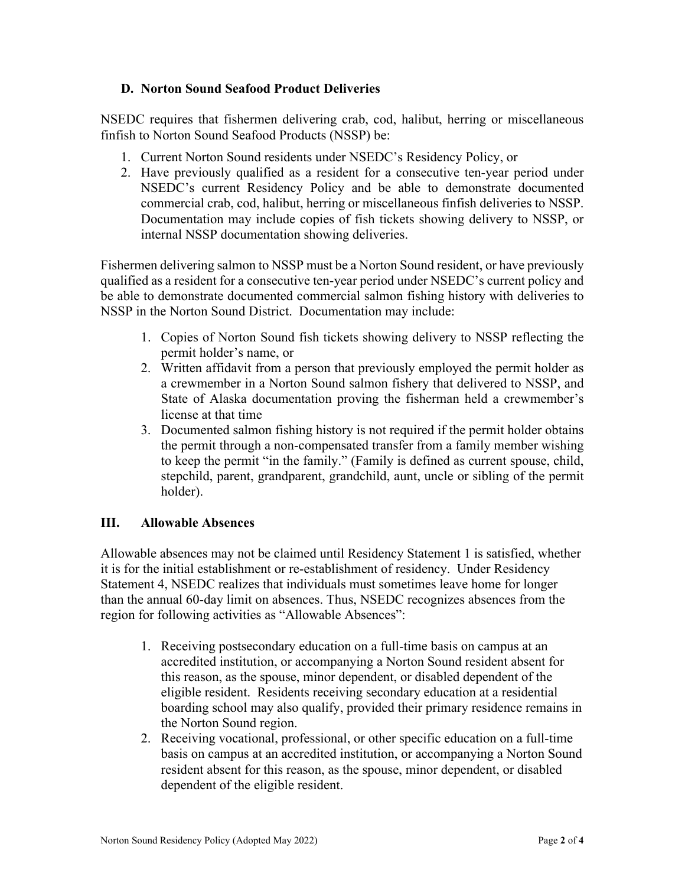### D. Norton Sound Seafood Product Deliveries

NSEDC requires that fishermen delivering crab, cod, halibut, herring or miscellaneous finfish to Norton Sound Seafood Products (NSSP) be:

1. Current Norton Sound residents under NSEDC's Residency Policy, or
2. Have previously qualified as a resident for a consecutive ten-year period under NSEDC's current Residency Policy and be able to demonstrate documented commercial crab, cod, halibut, herring or miscellaneous finfish deliveries to NSSP. Documentation may include copies of fish tickets showing delivery to NSSP, or internal NSSP documentation showing deliveries.

Fishermen delivering salmon to NSSP must be a Norton Sound resident, or have previously qualified as a resident for a consecutive ten-year period under NSEDC's current policy and be able to demonstrate documented commercial salmon fishing history with deliveries to NSSP in the Norton Sound District. Documentation may include:

1. Copies of Norton Sound fish tickets showing delivery to NSSP reflecting the permit holder's name, or
2. Written affidavit from a person that previously employed the permit holder as a crewmember in a Norton Sound salmon fishery that delivered to NSSP, and State of Alaska documentation proving the fisherman held a crewmember's license at that time
3. Documented salmon fishing history is not required if the permit holder obtains the permit through a non-compensated transfer from a family member wishing to keep the permit "in the family." (Family is defined as current spouse, child, stepchild, parent, grandparent, grandchild, aunt, uncle or sibling of the permit holder).

## III. Allowable Absences

Allowable absences may not be claimed until Residency Statement 1 is satisfied, whether it is for the initial establishment or re-establishment of residency. Under Residency Statement 4, NSEDC realizes that individuals must sometimes leave home for longer than the annual 60-day limit on absences. Thus, NSEDC recognizes absences from the region for following activities as "Allowable Absences":

1. Receiving postsecondary education on a full-time basis on campus at an accredited institution, or accompanying a Norton Sound resident absent for this reason, as the spouse, minor dependent, or disabled dependent of the eligible resident. Residents receiving secondary education at a residential boarding school may also qualify, provided their primary residence remains in the Norton Sound region.
2. Receiving vocational, professional, or other specific education on a full-time basis on campus at an accredited institution, or accompanying a Norton Sound resident absent for this reason, as the spouse, minor dependent, or disabled dependent of the eligible resident.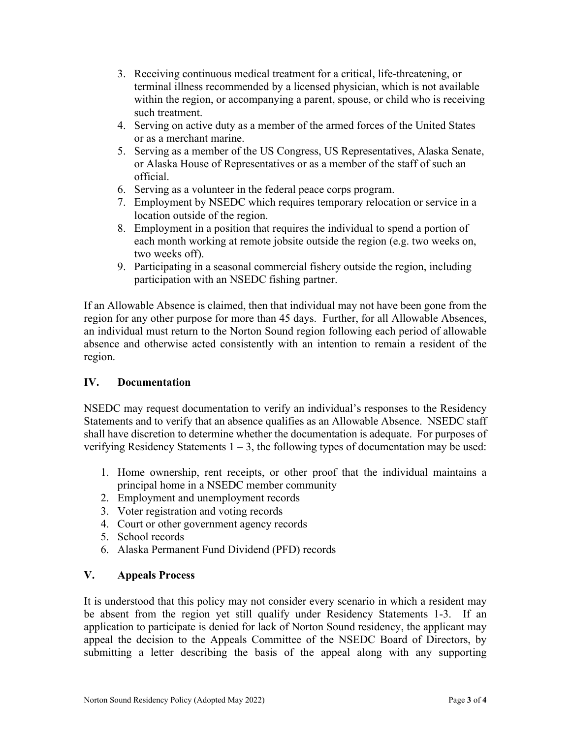3. Receiving continuous medical treatment for a critical, life-threatening, or terminal illness recommended by a licensed physician, which is not available within the region, or accompanying a parent, spouse, or child who is receiving such treatment.
4. Serving on active duty as a member of the armed forces of the United States or as a merchant marine.
5. Serving as a member of the US Congress, US Representatives, Alaska Senate, or Alaska House of Representatives or as a member of the staff of such an official.
6. Serving as a volunteer in the federal peace corps program.
7. Employment by NSEDC which requires temporary relocation or service in a location outside of the region.
8. Employment in a position that requires the individual to spend a portion of each month working at remote jobsite outside the region (e.g. two weeks on, two weeks off).
9. Participating in a seasonal commercial fishery outside the region, including participation with an NSEDC fishing partner.

If an Allowable Absence is claimed, then that individual may not have been gone from the region for any other purpose for more than 45 days. Further, for all Allowable Absences, an individual must return to the Norton Sound region following each period of allowable absence and otherwise acted consistently with an intention to remain a resident of the region.

## IV. Documentation

NSEDC may request documentation to verify an individual's responses to the Residency Statements and to verify that an absence qualifies as an Allowable Absence. NSEDC staff shall have discretion to determine whether the documentation is adequate. For purposes of verifying Residency Statements 1 – 3, the following types of documentation may be used:

1. Home ownership, rent receipts, or other proof that the individual maintains a principal home in a NSEDC member community
2. Employment and unemployment records
3. Voter registration and voting records
4. Court or other government agency records
5. School records
6. Alaska Permanent Fund Dividend (PFD) records

## V. Appeals Process

It is understood that this policy may not consider every scenario in which a resident may be absent from the region yet still qualify under Residency Statements 1-3. If an application to participate is denied for lack of Norton Sound residency, the applicant may appeal the decision to the Appeals Committee of the NSEDC Board of Directors, by submitting a letter describing the basis of the appeal along with any supporting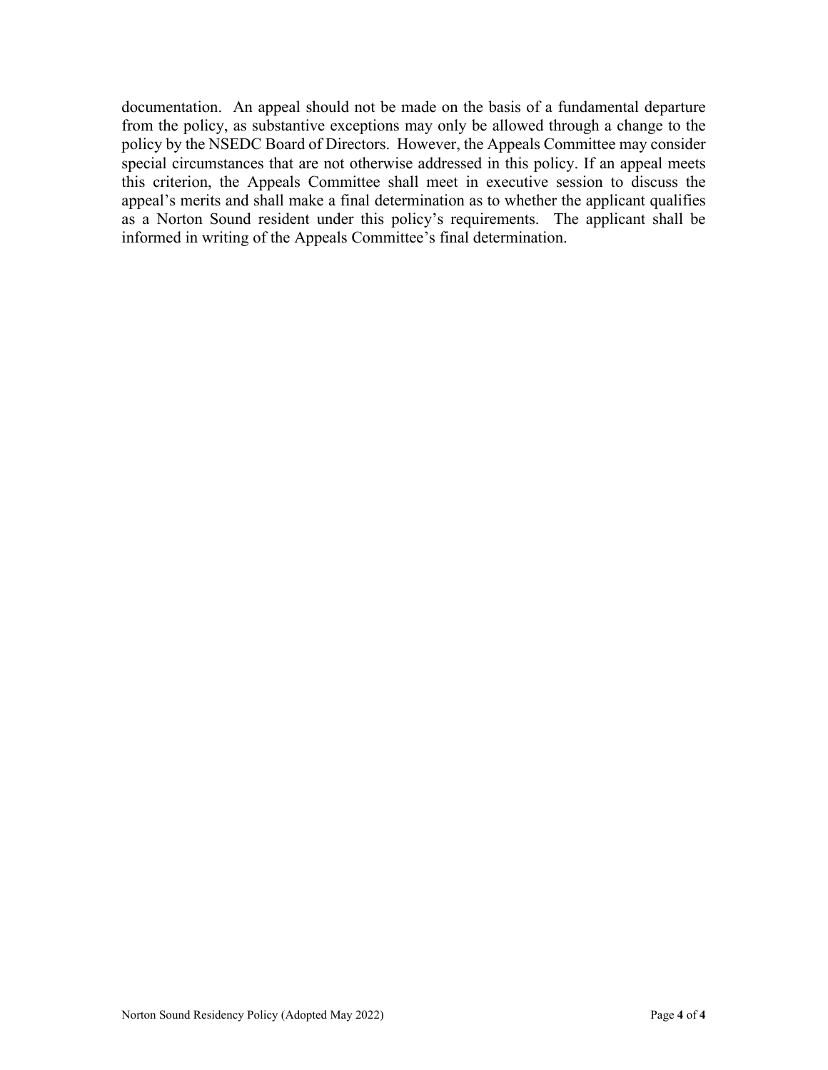documentation. An appeal should not be made on the basis of a fundamental departure from the policy, as substantive exceptions may only be allowed through a change to the policy by the NSEDC Board of Directors. However, the Appeals Committee may consider special circumstances that are not otherwise addressed in this policy. If an appeal meets this criterion, the Appeals Committee shall meet in executive session to discuss the appeal's merits and shall make a final determination as to whether the applicant qualifies as a Norton Sound resident under this policy's requirements. The applicant shall be informed in writing of the Appeals Committee's final determination.